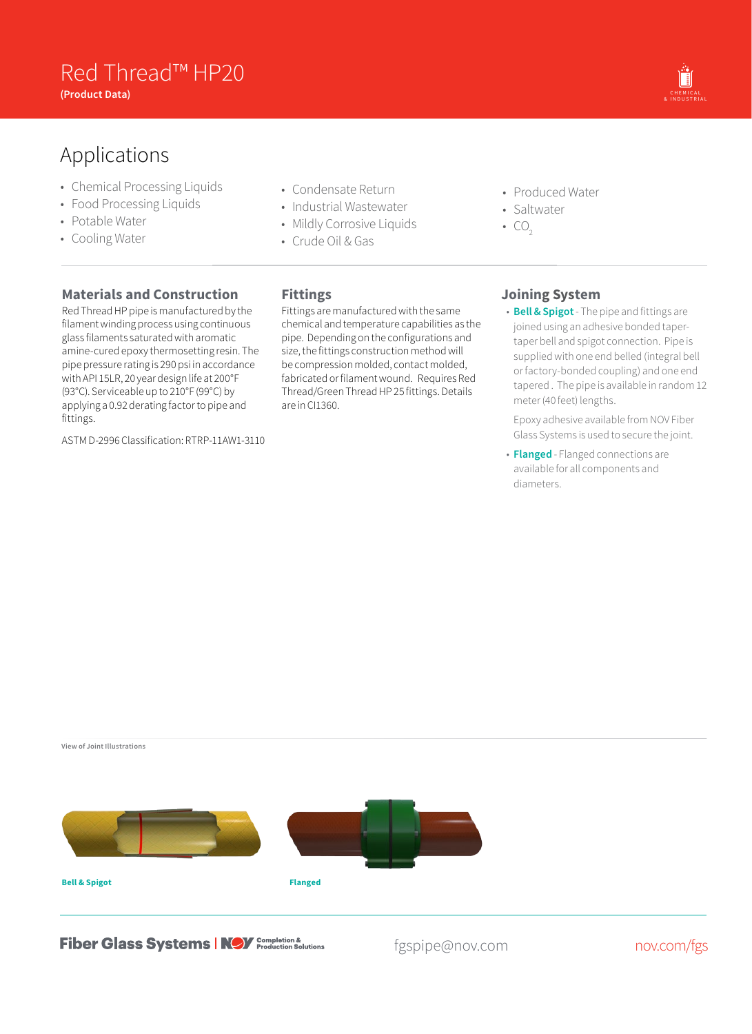# Red Thread™ HP20

**(Product Data)**

## Applications

- Chemical Processing Liquids
- Food Processing Liquids
- Potable Water
- Cooling Water
- Condensate Return
- Industrial Wastewater
- Mildly Corrosive Liquids
- Crude Oil & Gas
- Produced Water
- Saltwater
- $CO_2$

### Materials and Construction

Red Thread HP pipe is manufactured by the filament winding process using continuous glass filaments saturated with aromatic amine-cured epoxy thermosetting resin. The pipe pressure rating is 290 psi in accordance with API 15LR, 20 year design life at 200°F (93°C). Serviceable up to 210°F (99°C) by applying a 0.92 derating factor to pipe and fittings.

ASTM D-2996 Classification: RTRP-11AW1-3110

### Fittings

Fittings are manufactured with the same chemical and temperature capabilities as the pipe. Depending on the configurations and size, the fittings construction method will be compression molded, contact molded, fabricated or filament wound. Requires Red Thread/Green Thread HP 25 fittings. Details are in CI1360.

### Joining System

- **Bell & Spigot** - The pipe and fittings are joined using an adhesive bonded taper-taper bell and spigot connection. Pipe is supplied with one end belled (integral bell or factory-bonded coupling) and one end tapered . The pipe is available in random 12 meter (40 feet) lengths.

  Epoxy adhesive available from NOV Fiber Glass Systems is used to secure the joint.

- **Flanged** - Flanged connections are available for all components and diameters.

View of Joint Illustrations

**Bell & Spigot**

**Flanged**

Fiber Glass Systems | NOV Completion & Production Solutions

fgspipe@nov.com

nov.com/fgs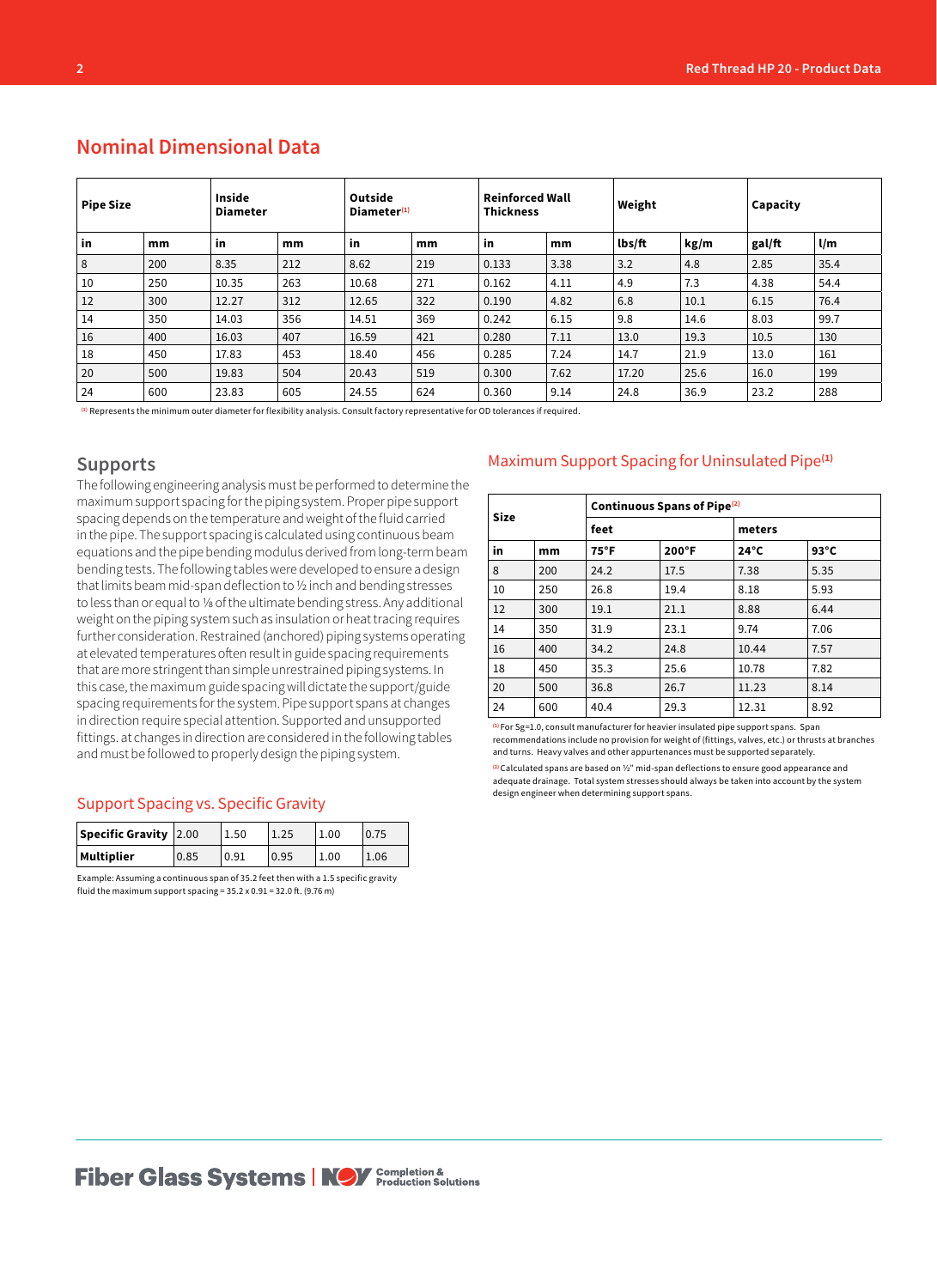## Nominal Dimensional Data

| Pipe Size | | Inside Diameter | | Outside Diameter[1] | | Reinforced Wall Thickness | | Weight | | Capacity | |
|---|---|---|---|---|---|---|---|---|---|---|---|
| in | mm | in | mm | in | mm | in | mm | lbs/ft | kg/m | gal/ft | l/m |
| 8 | 200 | 8.35 | 212 | 8.62 | 219 | 0.133 | 3.38 | 3.2 | 4.8 | 2.85 | 35.4 |
| 10 | 250 | 10.35 | 263 | 10.68 | 271 | 0.162 | 4.11 | 4.9 | 7.3 | 4.38 | 54.4 |
| 12 | 300 | 12.27 | 312 | 12.65 | 322 | 0.190 | 4.82 | 6.8 | 10.1 | 6.15 | 76.4 |
| 14 | 350 | 14.03 | 356 | 14.51 | 369 | 0.242 | 6.15 | 9.8 | 14.6 | 8.03 | 99.7 |
| 16 | 400 | 16.03 | 407 | 16.59 | 421 | 0.280 | 7.11 | 13.0 | 19.3 | 10.5 | 130 |
| 18 | 450 | 17.83 | 453 | 18.40 | 456 | 0.285 | 7.24 | 14.7 | 21.9 | 13.0 | 161 |
| 20 | 500 | 19.83 | 504 | 20.43 | 519 | 0.300 | 7.62 | 17.20 | 25.6 | 16.0 | 199 |
| 24 | 600 | 23.83 | 605 | 24.55 | 624 | 0.360 | 9.14 | 24.8 | 36.9 | 23.2 | 288 |

[1] Represents the minimum outer diameter for flexibility analysis. Consult factory representative for OD tolerances if required.

## Supports

The following engineering analysis must be performed to determine the maximum support spacing for the piping system. Proper pipe support spacing depends on the temperature and weight of the fluid carried in the pipe. The support spacing is calculated using continuous beam equations and the pipe bending modulus derived from long-term beam bending tests. The following tables were developed to ensure a design that limits beam mid-span deflection to ½ inch and bending stresses to less than or equal to ⅛ of the ultimate bending stress. Any additional weight on the piping system such as insulation or heat tracing requires further consideration. Restrained (anchored) piping systems operating at elevated temperatures often result in guide spacing requirements that are more stringent than simple unrestrained piping systems. In this case, the maximum guide spacing will dictate the support/guide spacing requirements for the system. Pipe support spans at changes in direction require special attention. Supported and unsupported fittings. at changes in direction are considered in the following tables and must be followed to properly design the piping system.

### Support Spacing vs. Specific Gravity

| Specific Gravity | 2.00 | 1.50 | 1.25 | 1.00 | 0.75 |
|---|---|---|---|---|---|
| Multiplier | 0.85 | 0.91 | 0.95 | 1.00 | 1.06 |

Example: Assuming a continuous span of 35.2 feet then with a 1.5 specific gravity fluid the maximum support spacing = 35.2 x 0.91 = 32.0 ft. (9.76 m)

### Maximum Support Spacing for Uninsulated Pipe[1]

| Size | | Continuous Spans of Pipe[2] | | | |
|---|---|---|---|---|---|
| | | feet | | meters | |
| in | mm | 75°F | 200°F | 24°C | 93°C |
| 8 | 200 | 24.2 | 17.5 | 7.38 | 5.35 |
| 10 | 250 | 26.8 | 19.4 | 8.18 | 5.93 |
| 12 | 300 | 19.1 | 21.1 | 8.88 | 6.44 |
| 14 | 350 | 31.9 | 23.1 | 9.74 | 7.06 |
| 16 | 400 | 34.2 | 24.8 | 10.44 | 7.57 |
| 18 | 450 | 35.3 | 25.6 | 10.78 | 7.82 |
| 20 | 500 | 36.8 | 26.7 | 11.23 | 8.14 |
| 24 | 600 | 40.4 | 29.3 | 12.31 | 8.92 |

[1] For Sg=1.0, consult manufacturer for heavier insulated pipe support spans. Span recommendations include no provision for weight of (fittings, valves, etc.) or thrusts at branches and turns. Heavy valves and other appurtenances must be supported separately.

[2] Calculated spans are based on ½" mid-span deflections to ensure good appearance and adequate drainage. Total system stresses should always be taken into account by the system design engineer when determining support spans.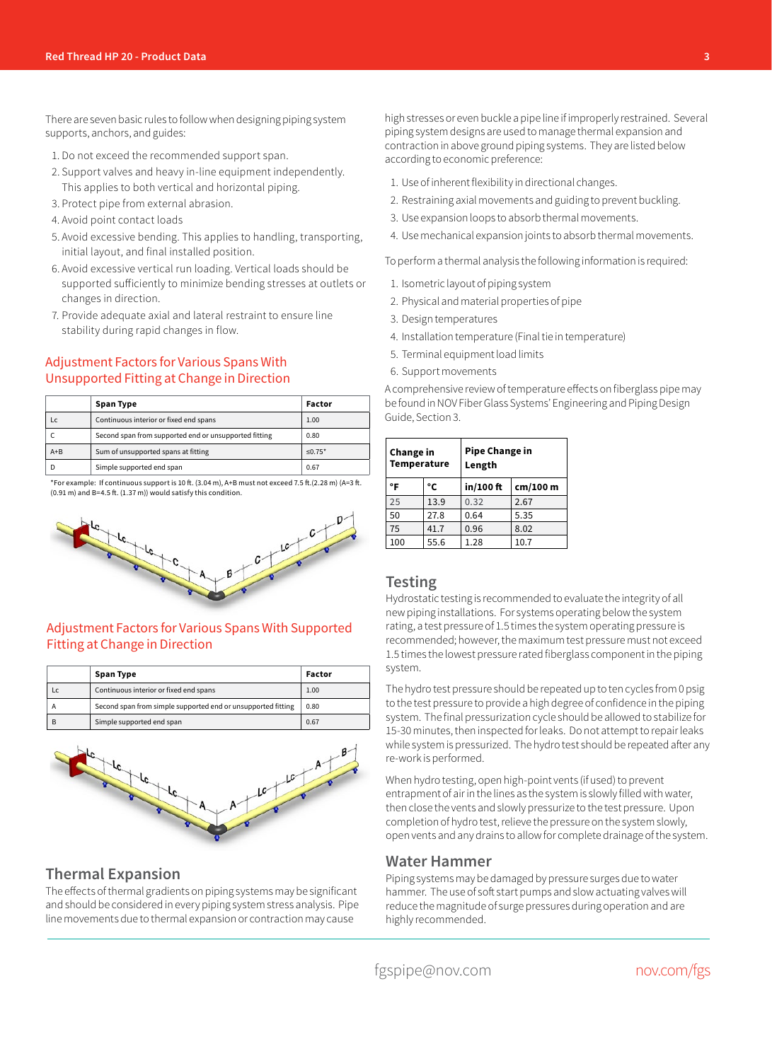There are seven basic rules to follow when designing piping system supports, anchors, and guides:

1. Do not exceed the recommended support span.
2. Support valves and heavy in-line equipment independently. This applies to both vertical and horizontal piping.
3. Protect pipe from external abrasion.
4. Avoid point contact loads
5. Avoid excessive bending. This applies to handling, transporting, initial layout, and final installed position.
6. Avoid excessive vertical run loading. Vertical loads should be supported sufficiently to minimize bending stresses at outlets or changes in direction.
7. Provide adequate axial and lateral restraint to ensure line stability during rapid changes in flow.

## Adjustment Factors for Various Spans With Unsupported Fitting at Change in Direction

| | Span Type | Factor |
|---|---|---|
| Lc | Continuous interior or fixed end spans | 1.00 |
| C | Second span from supported end or unsupported fitting | 0.80 |
| A+B | Sum of unsupported spans at fitting | ≤0.75* |
| D | Simple supported end span | 0.67 |

*For example: If continuous support is 10 ft. (3.04 m), A+B must not exceed 7.5 ft.(2.28 m) (A=3 ft. (0.91 m) and B=4.5 ft. (1.37 m)) would satisfy this condition.

## Adjustment Factors for Various Spans With Supported Fitting at Change in Direction

| | Span Type | Factor |
|---|---|---|
| Lc | Continuous interior or fixed end spans | 1.00 |
| A | Second span from simple supported end or unsupported fitting | 0.80 |
| B | Simple supported end span | 0.67 |

## Thermal Expansion

The effects of thermal gradients on piping systems may be significant and should be considered in every piping system stress analysis. Pipe line movements due to thermal expansion or contraction may cause high stresses or even buckle a pipe line if improperly restrained. Several piping system designs are used to manage thermal expansion and contraction in above ground piping systems. They are listed below according to economic preference:

1. Use of inherent flexibility in directional changes.
2. Restraining axial movements and guiding to prevent buckling.
3. Use expansion loops to absorb thermal movements.
4. Use mechanical expansion joints to absorb thermal movements.

To perform a thermal analysis the following information is required:

1. Isometric layout of piping system
2. Physical and material properties of pipe
3. Design temperatures
4. Installation temperature (Final tie in temperature)
5. Terminal equipment load limits
6. Support movements

A comprehensive review of temperature effects on fiberglass pipe may be found in NOV Fiber Glass Systems' Engineering and Piping Design Guide, Section 3.

| Change in Temperature | | Pipe Change in Length | |
|---|---|---|---|
| °F | °C | in/100 ft | cm/100 m |
| 25 | 13.9 | 0.32 | 2.67 |
| 50 | 27.8 | 0.64 | 5.35 |
| 75 | 41.7 | 0.96 | 8.02 |
| 100 | 55.6 | 1.28 | 10.7 |

## Testing

Hydrostatic testing is recommended to evaluate the integrity of all new piping installations. For systems operating below the system rating, a test pressure of 1.5 times the system operating pressure is recommended; however, the maximum test pressure must not exceed 1.5 times the lowest pressure rated fiberglass component in the piping system.

The hydro test pressure should be repeated up to ten cycles from 0 psig to the test pressure to provide a high degree of confidence in the piping system. The final pressurization cycle should be allowed to stabilize for 15-30 minutes, then inspected for leaks. Do not attempt to repair leaks while system is pressurized. The hydro test should be repeated after any re-work is performed.

When hydro testing, open high-point vents (if used) to prevent entrapment of air in the lines as the system is slowly filled with water, then close the vents and slowly pressurize to the test pressure. Upon completion of hydro test, relieve the pressure on the system slowly, open vents and any drains to allow for complete drainage of the system.

## Water Hammer

Piping systems may be damaged by pressure surges due to water hammer. The use of soft start pumps and slow actuating valves will reduce the magnitude of surge pressures during operation and are highly recommended.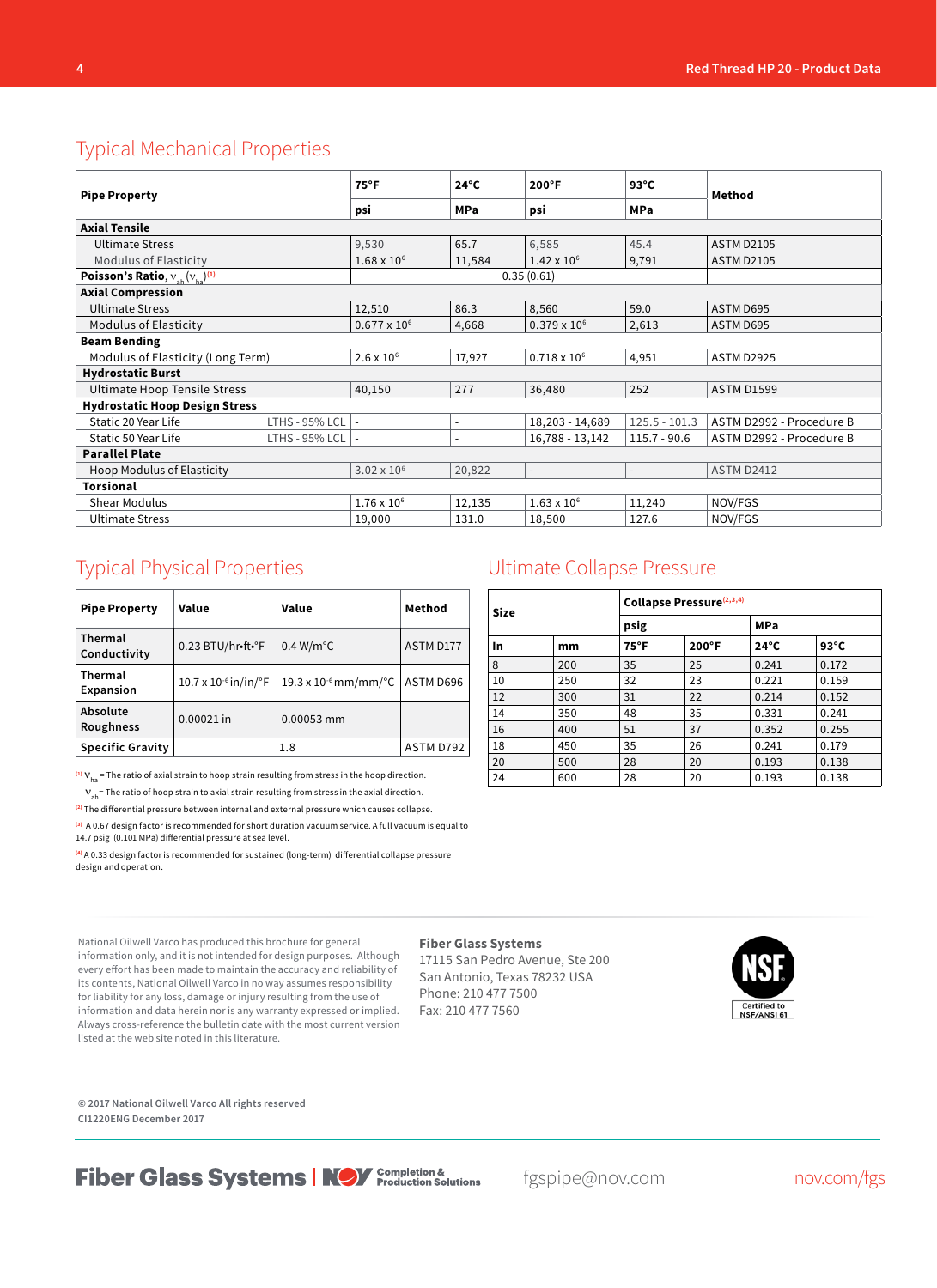## Typical Mechanical Properties

| Pipe Property | | 75°F | 24°C | 200°F | 93°C | Method |
|---|---|---|---|---|---|---|
| | | psi | MPa | psi | MPa | |
| **Axial Tensile** | | | | | | |
| Ultimate Stress | | 9,530 | 65.7 | 6,585 | 45.4 | ASTM D2105 |
| Modulus of Elasticity | | $1.68 \times 10^6$ | 11,584 | $1.42 \times 10^6$ | 9,791 | ASTM D2105 |
| **Poisson's Ratio**, $\nu_{ah}$ ($\nu_{ha}$)[1] | | 0.35 (0.61) | | | | |
| **Axial Compression** | | | | | | |
| Ultimate Stress | | 12,510 | 86.3 | 8,560 | 59.0 | ASTM D695 |
| Modulus of Elasticity | | $0.677 \times 10^6$ | 4,668 | $0.379 \times 10^6$ | 2,613 | ASTM D695 |
| **Beam Bending** | | | | | | |
| Modulus of Elasticity (Long Term) | | $2.6 \times 10^6$ | 17,927 | $0.718 \times 10^6$ | 4,951 | ASTM D2925 |
| **Hydrostatic Burst** | | | | | | |
| Ultimate Hoop Tensile Stress | | 40,150 | 277 | 36,480 | 252 | ASTM D1599 |
| **Hydrostatic Hoop Design Stress** | | | | | | |
| Static 20 Year Life | LTHS - 95% LCL | - | - | 18,203 - 14,689 | 125.5 - 101.3 | ASTM D2992 - Procedure B |
| Static 50 Year Life | LTHS - 95% LCL | - | - | 16,788 - 13,142 | 115.7 - 90.6 | ASTM D2992 - Procedure B |
| **Parallel Plate** | | | | | | |
| Hoop Modulus of Elasticity | | $3.02 \times 10^6$ | 20,822 | - | - | ASTM D2412 |
| **Torsional** | | | | | | |
| Shear Modulus | | $1.76 \times 10^6$ | 12,135 | $1.63 \times 10^6$ | 11,240 | NOV/FGS |
| Ultimate Stress | | 19,000 | 131.0 | 18,500 | 127.6 | NOV/FGS |

## Typical Physical Properties

| Pipe Property | Value | Value | Method |
|---|---|---|---|
| Thermal Conductivity | 0.23 BTU/hr•ft•°F | 0.4 W/m°C | ASTM D177 |
| Thermal Expansion | $10.7 \times 10^{-6}$ in/in/°F | $19.3 \times 10^{-6}$ mm/mm/°C | ASTM D696 |
| Absolute Roughness | 0.00021 in | 0.00053 mm | |
| Specific Gravity | 1.8 | | ASTM D792 |

[1] $\nu_{ha}$ = The ratio of axial strain to hoop strain resulting from stress in the hoop direction.
$\nu_{ah}$ = The ratio of hoop strain to axial strain resulting from stress in the axial direction.

[2] The differential pressure between internal and external pressure which causes collapse.

[3] A 0.67 design factor is recommended for short duration vacuum service. A full vacuum is equal to 14.7 psig (0.101 MPa) differential pressure at sea level.

[4] A 0.33 design factor is recommended for sustained (long-term) differential collapse pressure design and operation.

## Ultimate Collapse Pressure

| Size | | Collapse Pressure[2,3,4] | | | |
|---|---|---|---|---|---|
| | | psig | | MPa | |
| In | mm | 75°F | 200°F | 24°C | 93°C |
| 8 | 200 | 35 | 25 | 0.241 | 0.172 |
| 10 | 250 | 32 | 23 | 0.221 | 0.159 |
| 12 | 300 | 31 | 22 | 0.214 | 0.152 |
| 14 | 350 | 48 | 35 | 0.331 | 0.241 |
| 16 | 400 | 51 | 37 | 0.352 | 0.255 |
| 18 | 450 | 35 | 26 | 0.241 | 0.179 |
| 20 | 500 | 28 | 20 | 0.193 | 0.138 |
| 24 | 600 | 28 | 20 | 0.193 | 0.138 |

National Oilwell Varco has produced this brochure for general information only, and it is not intended for design purposes. Although every effort has been made to maintain the accuracy and reliability of its contents, National Oilwell Varco in no way assumes responsibility for liability for any loss, damage or injury resulting from the use of information and data herein nor is any warranty expressed or implied. Always cross-reference the bulletin date with the most current version listed at the web site noted in this literature.

**Fiber Glass Systems**
17115 San Pedro Avenue, Ste 200
San Antonio, Texas 78232 USA
Phone: 210 477 7500
Fax: 210 477 7560

NSF
Certified to NSF/ANSI 61

© 2017 National Oilwell Varco All rights reserved
CI1220ENG December 2017

Fiber Glass Systems | NOV Completion & Production Solutions

fgspipe@nov.com

nov.com/fgs